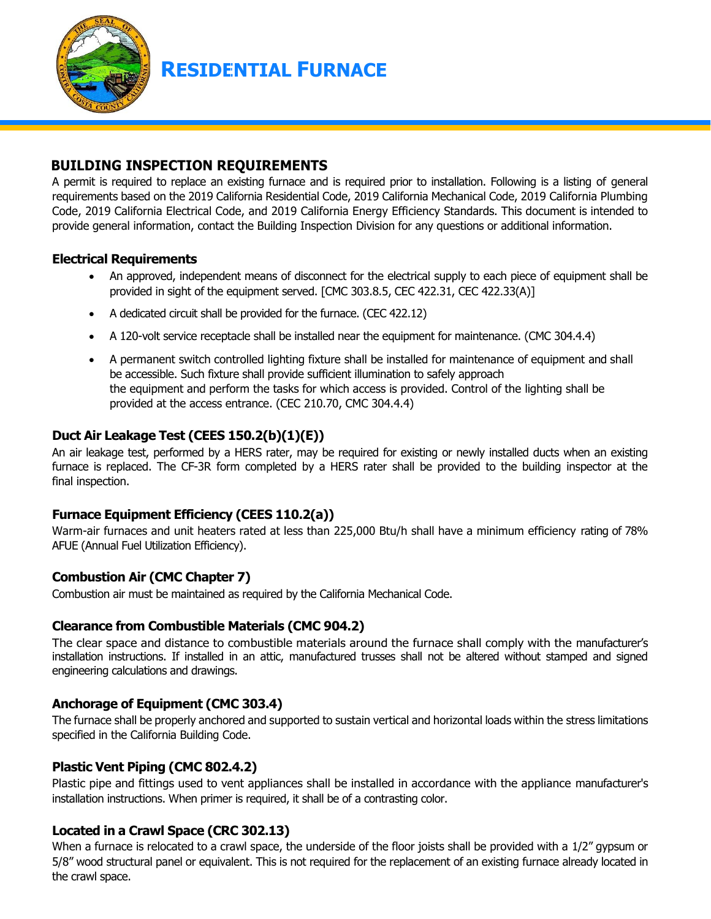# RESIDENTIAL FURNACE

## BUILDING INSPECTION REQUIREMENTS

A permit is required to replace an existing furnace and is required prior to installation. Following is a listing of general requirements based on the 2019 California Residential Code, 2019 California Mechanical Code, 2019 California Plumbing Code, 2019 California Electrical Code, and 2019 California Energy Efficiency Standards. This document is intended to provide general information, contact the Building Inspection Division for any questions or additional information.

### Electrical Requirements

- An approved, independent means of disconnect for the electrical supply to each piece of equipment shall be provided in sight of the equipment served. [CMC 303.8.5, CEC 422.31, CEC 422.33(A)]
- A dedicated circuit shall be provided for the furnace. (CEC 422.12)
- A 120-volt service receptacle shall be installed near the equipment for maintenance. (CMC 304.4.4)
- A permanent switch controlled lighting fixture shall be installed for maintenance of equipment and shall be accessible. Such fixture shall provide sufficient illumination to safely approach the equipment and perform the tasks for which access is provided. Control of the lighting shall be provided at the access entrance. (CEC 210.70, CMC 304.4.4)

### Duct Air Leakage Test (CEES 150.2(b)(1)(E))

An air leakage test, performed by a HERS rater, may be required for existing or newly installed ducts when an existing furnace is replaced. The CF-3R form completed by a HERS rater shall be provided to the building inspector at the final inspection.

### Furnace Equipment Efficiency (CEES 110.2(a))

Warm-air furnaces and unit heaters rated at less than 225,000 Btu/h shall have a minimum efficiency rating of 78% AFUE (Annual Fuel Utilization Efficiency).

### Combustion Air (CMC Chapter 7)

Combustion air must be maintained as required by the California Mechanical Code.

### Clearance from Combustible Materials (CMC 904.2)

The clear space and distance to combustible materials around the furnace shall comply with the manufacturer's installation instructions. If installed in an attic, manufactured trusses shall not be altered without stamped and signed engineering calculations and drawings.

### Anchorage of Equipment (CMC 303.4)

The furnace shall be properly anchored and supported to sustain vertical and horizontal loads within the stress limitations specified in the California Building Code.

### Plastic Vent Piping (CMC 802.4.2)

Plastic pipe and fittings used to vent appliances shall be installed in accordance with the appliance manufacturer's installation instructions. When primer is required, it shall be of a contrasting color.

### Located in a Crawl Space (CRC 302.13)

When a furnace is relocated to a crawl space, the underside of the floor joists shall be provided with a 1/2" gypsum or 5/8" wood structural panel or equivalent. This is not required for the replacement of an existing furnace already located in the crawl space.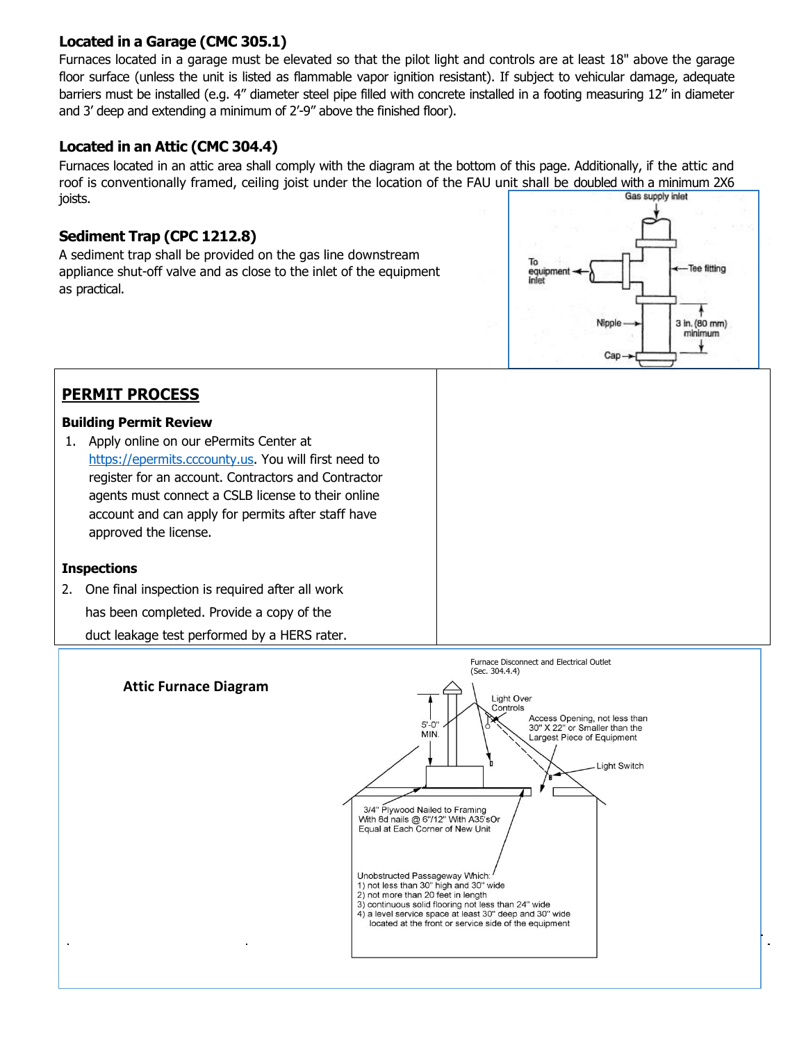### Located in a Garage (CMC 305.1)

Furnaces located in a garage must be elevated so that the pilot light and controls are at least 18" above the garage floor surface (unless the unit is listed as flammable vapor ignition resistant). If subject to vehicular damage, adequate barriers must be installed (e.g. 4" diameter steel pipe filled with concrete installed in a footing measuring 12" in diameter and 3' deep and extending a minimum of 2'-9" above the finished floor).

### Located in an Attic (CMC 304.4)

Furnaces located in an attic area shall comply with the diagram at the bottom of this page. Additionally, if the attic and roof is conventionally framed, ceiling joist under the location of the FAU unit shall be doubled with a minimum 2X6 joists.

### Sediment Trap (CPC 1212.8)

A sediment trap shall be provided on the gas line downstream appliance shut-off valve and as close to the inlet of the equipment as practical.

Gas supply inlet
To equipment inlet
Tee fitting
Nipple
3 in. (80 mm) minimum
Cap

## PERMIT PROCESS

**Building Permit Review**

1. Apply online on our ePermits Center at https://epermits.cccounty.us. You will first need to register for an account. Contractors and Contractor agents must connect a CSLB license to their online account and can apply for permits after staff have approved the license.

**Inspections**

2. One final inspection is required after all work has been completed. Provide a copy of the duct leakage test performed by a HERS rater.

**Attic Furnace Diagram**

Furnace Disconnect and Electrical Outlet (Sec. 304.4.4)
Light Over Controls
5'-0" MIN.
Access Opening, not less than 30" X 22" or Smaller than the Largest Piece of Equipment
Light Switch
3/4" Plywood Nailed to Framing With 8d nails @ 6"/12" With A35'sOr Equal at Each Corner of New Unit
Unobstructed Passageway Which:
1) not less than 30" high and 30" wide
2) not more than 20 feet in length
3) continuous solid flooring not less than 24" wide
4) a level service space at least 30" deep and 30" wide located at the front or service side of the equipment